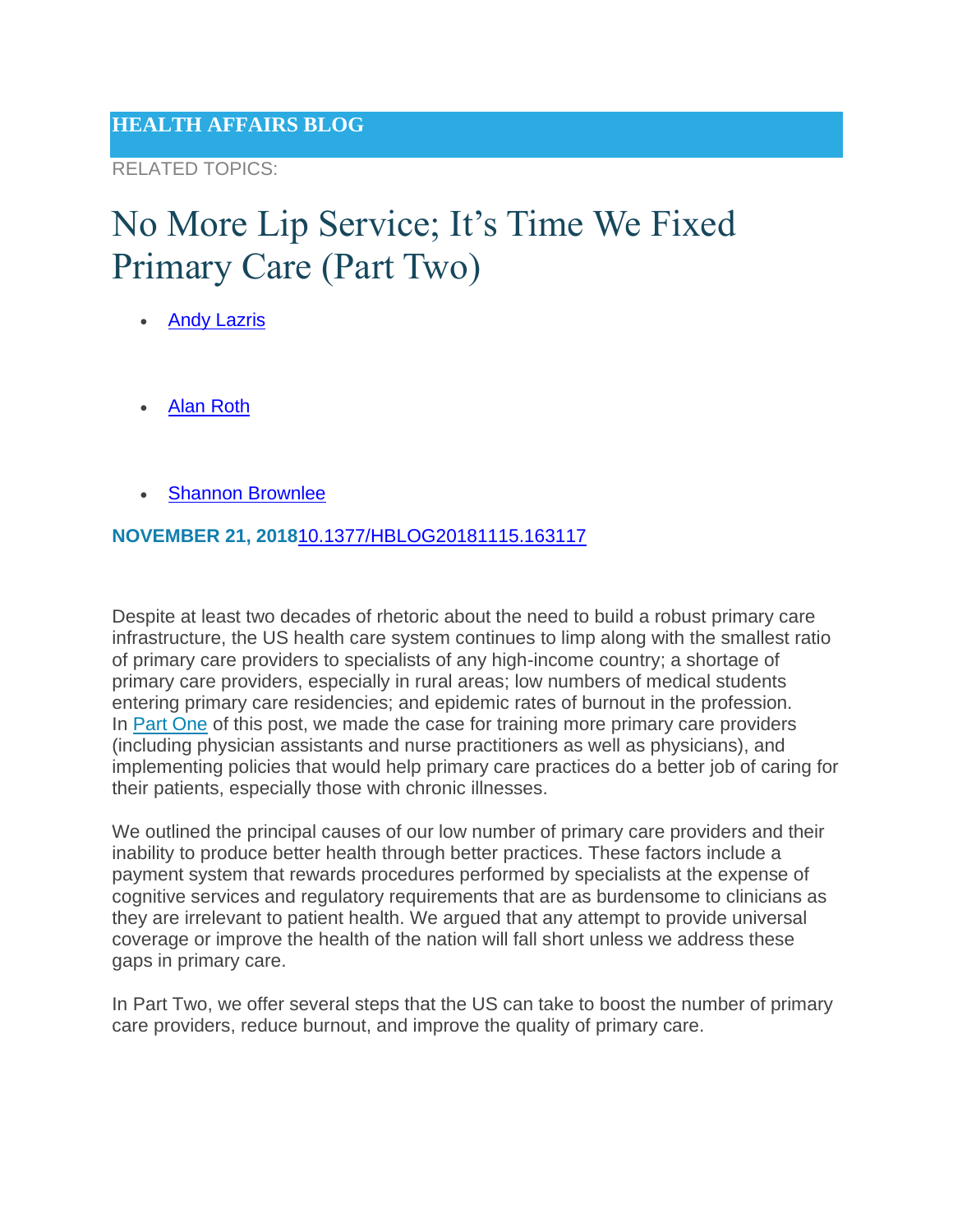**HEALTH AFFAIRS BLOG**

RELATED TOPICS:

# No More Lip Service; It's Time We Fixed Primary Care (Part Two)

- Andy Lazris
- Alan Roth
- Shannon Brownlee

**NOVEMBER 21, 2018**10.1377/HBLOG20181115.163117

Despite at least two decades of rhetoric about the need to build a robust primary care infrastructure, the US health care system continues to limp along with the smallest ratio of primary care providers to specialists of any high-income country; a shortage of primary care providers, especially in rural areas; low numbers of medical students entering primary care residencies; and epidemic rates of burnout in the profession. In Part One of this post, we made the case for training more primary care providers (including physician assistants and nurse practitioners as well as physicians), and implementing policies that would help primary care practices do a better job of caring for their patients, especially those with chronic illnesses.

We outlined the principal causes of our low number of primary care providers and their inability to produce better health through better practices. These factors include a payment system that rewards procedures performed by specialists at the expense of cognitive services and regulatory requirements that are as burdensome to clinicians as they are irrelevant to patient health. We argued that any attempt to provide universal coverage or improve the health of the nation will fall short unless we address these gaps in primary care.

In Part Two, we offer several steps that the US can take to boost the number of primary care providers, reduce burnout, and improve the quality of primary care.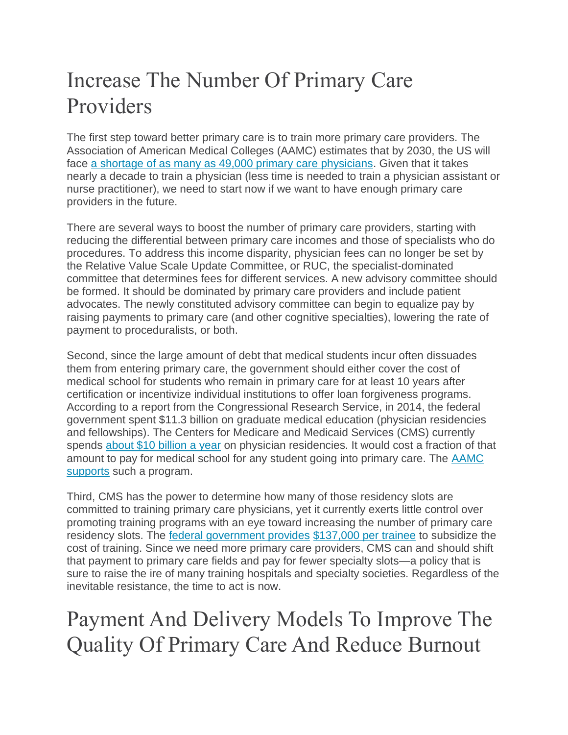# Increase The Number Of Primary Care Providers

The first step toward better primary care is to train more primary care providers. The Association of American Medical Colleges (AAMC) estimates that by 2030, the US will face [a shortage of as many as 49,000 primary care physicians](). Given that it takes nearly a decade to train a physician (less time is needed to train a physician assistant or nurse practitioner), we need to start now if we want to have enough primary care providers in the future.

There are several ways to boost the number of primary care providers, starting with reducing the differential between primary care incomes and those of specialists who do procedures. To address this income disparity, physician fees can no longer be set by the Relative Value Scale Update Committee, or RUC, the specialist-dominated committee that determines fees for different services. A new advisory committee should be formed. It should be dominated by primary care providers and include patient advocates. The newly constituted advisory committee can begin to equalize pay by raising payments to primary care (and other cognitive specialties), lowering the rate of payment to proceduralists, or both.

Second, since the large amount of debt that medical students incur often dissuades them from entering primary care, the government should either cover the cost of medical school for students who remain in primary care for at least 10 years after certification or incentivize individual institutions to offer loan forgiveness programs. According to a report from the Congressional Research Service, in 2014, the federal government spent $11.3 billion on graduate medical education (physician residencies and fellowships). The Centers for Medicare and Medicaid Services (CMS) currently spends [about $10 billion a year]() on physician residencies. It would cost a fraction of that amount to pay for medical school for any student going into primary care. The [AAMC supports]() such a program.

Third, CMS has the power to determine how many of those residency slots are committed to training primary care physicians, yet it currently exerts little control over promoting training programs with an eye toward increasing the number of primary care residency slots. The [federal government provides]() [$137,000 per trainee]() to subsidize the cost of training. Since we need more primary care providers, CMS can and should shift that payment to primary care fields and pay for fewer specialty slots—a policy that is sure to raise the ire of many training hospitals and specialty societies. Regardless of the inevitable resistance, the time to act is now.

# Payment And Delivery Models To Improve The Quality Of Primary Care And Reduce Burnout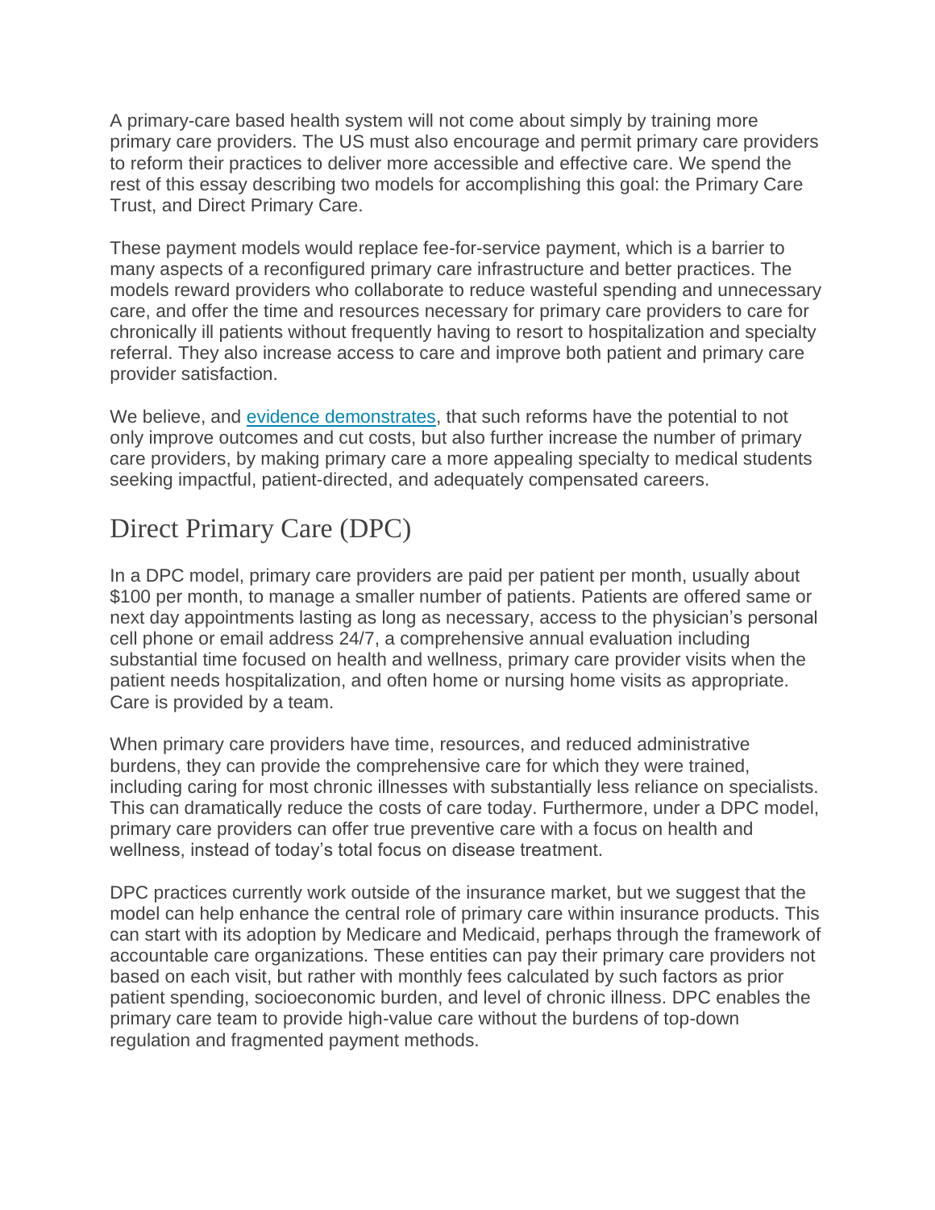A primary-care based health system will not come about simply by training more primary care providers. The US must also encourage and permit primary care providers to reform their practices to deliver more accessible and effective care. We spend the rest of this essay describing two models for accomplishing this goal: the Primary Care Trust, and Direct Primary Care.

These payment models would replace fee-for-service payment, which is a barrier to many aspects of a reconfigured primary care infrastructure and better practices. The models reward providers who collaborate to reduce wasteful spending and unnecessary care, and offer the time and resources necessary for primary care providers to care for chronically ill patients without frequently having to resort to hospitalization and specialty referral. They also increase access to care and improve both patient and primary care provider satisfaction.

We believe, and evidence demonstrates, that such reforms have the potential to not only improve outcomes and cut costs, but also further increase the number of primary care providers, by making primary care a more appealing specialty to medical students seeking impactful, patient-directed, and adequately compensated careers.

## Direct Primary Care (DPC)

In a DPC model, primary care providers are paid per patient per month, usually about $100 per month, to manage a smaller number of patients. Patients are offered same or next day appointments lasting as long as necessary, access to the physician's personal cell phone or email address 24/7, a comprehensive annual evaluation including substantial time focused on health and wellness, primary care provider visits when the patient needs hospitalization, and often home or nursing home visits as appropriate. Care is provided by a team.

When primary care providers have time, resources, and reduced administrative burdens, they can provide the comprehensive care for which they were trained, including caring for most chronic illnesses with substantially less reliance on specialists. This can dramatically reduce the costs of care today. Furthermore, under a DPC model, primary care providers can offer true preventive care with a focus on health and wellness, instead of today's total focus on disease treatment.

DPC practices currently work outside of the insurance market, but we suggest that the model can help enhance the central role of primary care within insurance products. This can start with its adoption by Medicare and Medicaid, perhaps through the framework of accountable care organizations. These entities can pay their primary care providers not based on each visit, but rather with monthly fees calculated by such factors as prior patient spending, socioeconomic burden, and level of chronic illness. DPC enables the primary care team to provide high-value care without the burdens of top-down regulation and fragmented payment methods.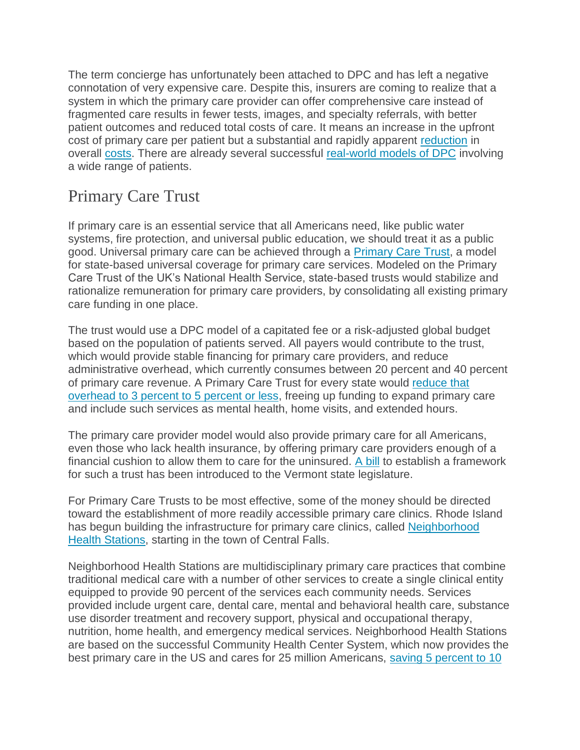The term concierge has unfortunately been attached to DPC and has left a negative connotation of very expensive care. Despite this, insurers are coming to realize that a system in which the primary care provider can offer comprehensive care instead of fragmented care results in fewer tests, images, and specialty referrals, with better patient outcomes and reduced total costs of care. It means an increase in the upfront cost of primary care per patient but a substantial and rapidly apparent reduction in overall costs. There are already several successful real-world models of DPC involving a wide range of patients.

## Primary Care Trust

If primary care is an essential service that all Americans need, like public water systems, fire protection, and universal public education, we should treat it as a public good. Universal primary care can be achieved through a Primary Care Trust, a model for state-based universal coverage for primary care services. Modeled on the Primary Care Trust of the UK's National Health Service, state-based trusts would stabilize and rationalize remuneration for primary care providers, by consolidating all existing primary care funding in one place.

The trust would use a DPC model of a capitated fee or a risk-adjusted global budget based on the population of patients served. All payers would contribute to the trust, which would provide stable financing for primary care providers, and reduce administrative overhead, which currently consumes between 20 percent and 40 percent of primary care revenue. A Primary Care Trust for every state would reduce that overhead to 3 percent to 5 percent or less, freeing up funding to expand primary care and include such services as mental health, home visits, and extended hours.

The primary care provider model would also provide primary care for all Americans, even those who lack health insurance, by offering primary care providers enough of a financial cushion to allow them to care for the uninsured. A bill to establish a framework for such a trust has been introduced to the Vermont state legislature.

For Primary Care Trusts to be most effective, some of the money should be directed toward the establishment of more readily accessible primary care clinics. Rhode Island has begun building the infrastructure for primary care clinics, called Neighborhood Health Stations, starting in the town of Central Falls.

Neighborhood Health Stations are multidisciplinary primary care practices that combine traditional medical care with a number of other services to create a single clinical entity equipped to provide 90 percent of the services each community needs. Services provided include urgent care, dental care, mental and behavioral health care, substance use disorder treatment and recovery support, physical and occupational therapy, nutrition, home health, and emergency medical services. Neighborhood Health Stations are based on the successful Community Health Center System, which now provides the best primary care in the US and cares for 25 million Americans, saving 5 percent to 10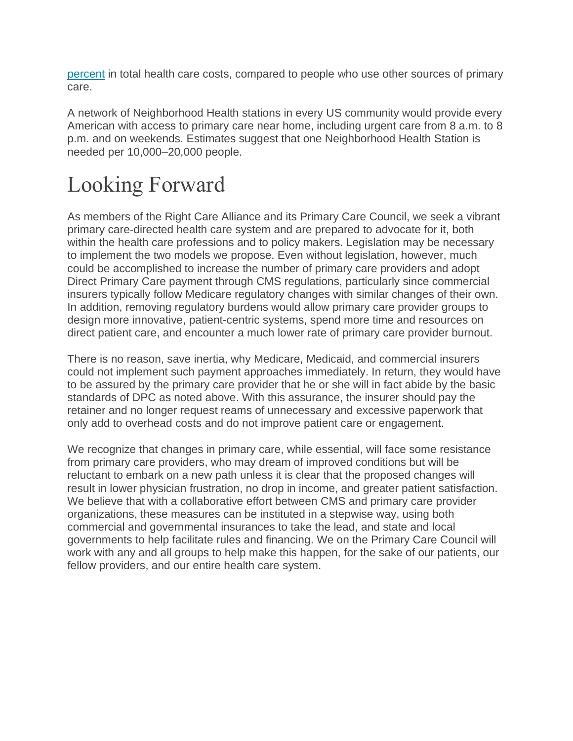percent in total health care costs, compared to people who use other sources of primary care.

A network of Neighborhood Health stations in every US community would provide every American with access to primary care near home, including urgent care from 8 a.m. to 8 p.m. and on weekends. Estimates suggest that one Neighborhood Health Station is needed per 10,000–20,000 people.

## Looking Forward

As members of the Right Care Alliance and its Primary Care Council, we seek a vibrant primary care-directed health care system and are prepared to advocate for it, both within the health care professions and to policy makers. Legislation may be necessary to implement the two models we propose. Even without legislation, however, much could be accomplished to increase the number of primary care providers and adopt Direct Primary Care payment through CMS regulations, particularly since commercial insurers typically follow Medicare regulatory changes with similar changes of their own. In addition, removing regulatory burdens would allow primary care provider groups to design more innovative, patient-centric systems, spend more time and resources on direct patient care, and encounter a much lower rate of primary care provider burnout.

There is no reason, save inertia, why Medicare, Medicaid, and commercial insurers could not implement such payment approaches immediately. In return, they would have to be assured by the primary care provider that he or she will in fact abide by the basic standards of DPC as noted above. With this assurance, the insurer should pay the retainer and no longer request reams of unnecessary and excessive paperwork that only add to overhead costs and do not improve patient care or engagement.

We recognize that changes in primary care, while essential, will face some resistance from primary care providers, who may dream of improved conditions but will be reluctant to embark on a new path unless it is clear that the proposed changes will result in lower physician frustration, no drop in income, and greater patient satisfaction. We believe that with a collaborative effort between CMS and primary care provider organizations, these measures can be instituted in a stepwise way, using both commercial and governmental insurances to take the lead, and state and local governments to help facilitate rules and financing. We on the Primary Care Council will work with any and all groups to help make this happen, for the sake of our patients, our fellow providers, and our entire health care system.